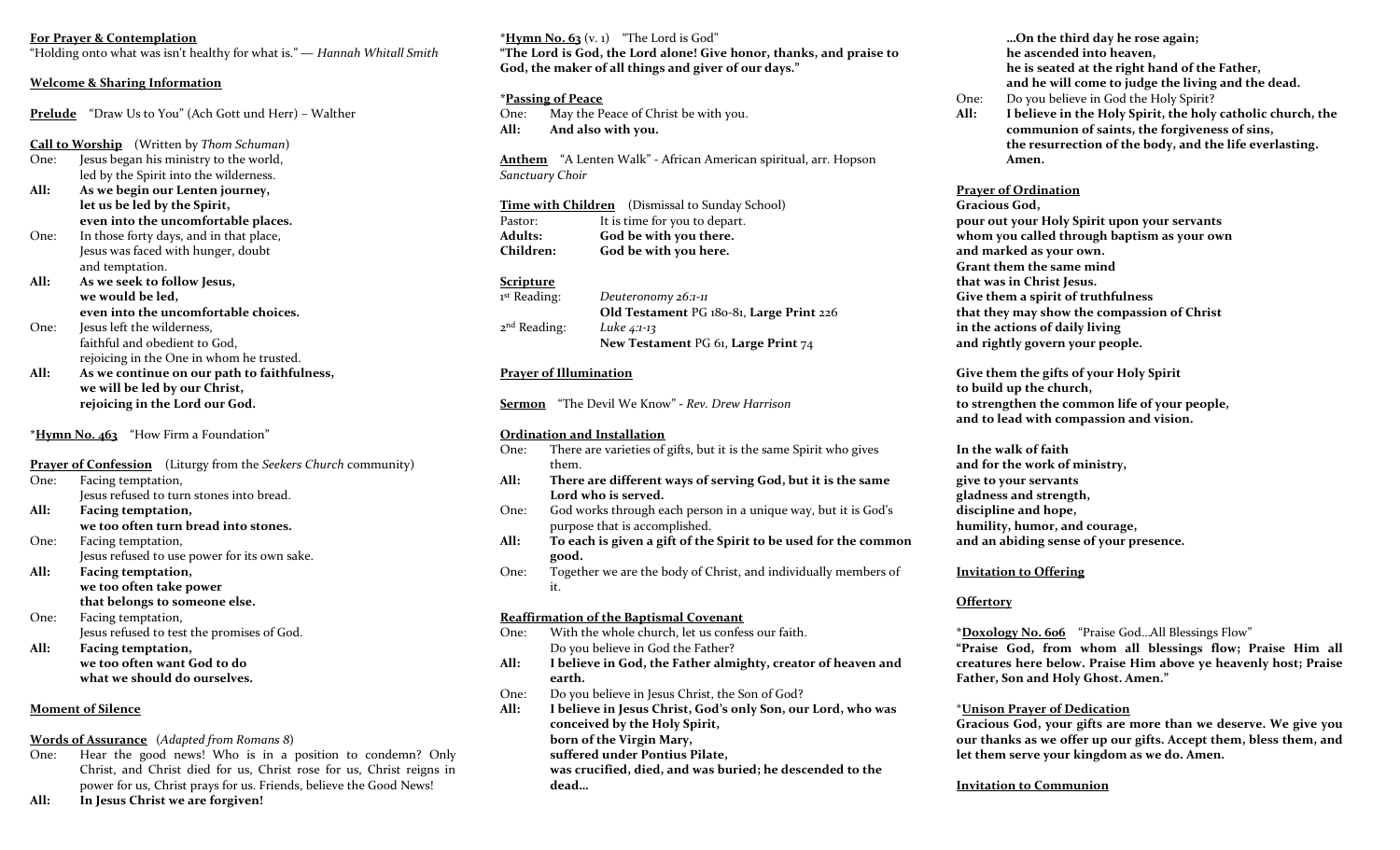**For Prayer & Contemplation**

"Holding onto what was isn't healthy for what is." — *Hannah Whitall Smith*

**Welcome & Sharing Information**

**Prelude** "Draw Us to You" (Ach Gott und Herr) – Walther

**Call to Worship** (Written by *Thom Schuman*)

One: Jesus began his ministry to the world, led by the Spirit into the wilderness.

**All: As we begin our Lenten journey, let us be led by the Spirit, even into the uncomfortable places.**

One: In those forty days, and in that place, Jesus was faced with hunger, doubt and temptation.

**All: As we seek to follow Jesus, we would be led, even into the uncomfortable choices.**

One: Jesus left the wilderness, faithful and obedient to God, rejoicing in the One in whom he trusted.

**All: As we continue on our path to faithfulness, we will be led by our Christ, rejoicing in the Lord our God.**

*__Hymn No. 463__ "How Firm a Foundation"

**Prayer of Confession** (Liturgy from the *Seekers Church* community)

One: Facing temptation, Jesus refused to turn stones into bread.

**All: Facing temptation, we too often turn bread into stones.**

One: Facing temptation, Jesus refused to use power for its own sake.

**All: Facing temptation, we too often take power that belongs to someone else.**

One: Facing temptation, Jesus refused to test the promises of God.

**All: Facing temptation, we too often want God to do what we should do ourselves.**

**Moment of Silence**

**Words of Assurance** (*Adapted from Romans 8*)

One: Hear the good news! Who is in a position to condemn? Only Christ, and Christ died for us, Christ rose for us, Christ reigns in power for us, Christ prays for us. Friends, believe the Good News!

**All: In Jesus Christ we are forgiven!**

*__Hymn No. 63__ (v. 1) "The Lord is God"

**"The Lord is God, the Lord alone! Give honor, thanks, and praise to God, the maker of all things and giver of our days."**

*__Passing of Peace__

One: May the Peace of Christ be with you.

**All: And also with you.**

**Anthem** "A Lenten Walk" - African American spiritual, arr. Hopson
*Sanctuary Choir*

**Time with Children** (Dismissal to Sunday School)

Pastor: It is time for you to depart.

**Adults: God be with you there.**

**Children: God be with you here.**

**Scripture**

1st Reading: *Deuteronomy 26:1-11*
**Old Testament** PG 180-81, **Large Print** 226

2nd Reading: *Luke 4:1-13*
**New Testament** PG 61, **Large Print** 74

**Prayer of Illumination**

**Sermon** "The Devil We Know" - *Rev. Drew Harrison*

**Ordination and Installation**

One: There are varieties of gifts, but it is the same Spirit who gives them.

**All: There are different ways of serving God, but it is the same Lord who is served.**

One: God works through each person in a unique way, but it is God's purpose that is accomplished.

**All: To each is given a gift of the Spirit to be used for the common good.**

One: Together we are the body of Christ, and individually members of it.

**Reaffirmation of the Baptismal Covenant**

One: With the whole church, let us confess our faith. Do you believe in God the Father?

**All: I believe in God, the Father almighty, creator of heaven and earth.**

One: Do you believe in Jesus Christ, the Son of God?

**All: I believe in Jesus Christ, God's only Son, our Lord, who was conceived by the Holy Spirit, born of the Virgin Mary, suffered under Pontius Pilate, was crucified, died, and was buried; he descended to the dead… …On the third day he rose again; he ascended into heaven, he is seated at the right hand of the Father, and he will come to judge the living and the dead.**

One: Do you believe in God the Holy Spirit?

**All: I believe in the Holy Spirit, the holy catholic church, the communion of saints, the forgiveness of sins, the resurrection of the body, and the life everlasting. Amen.**

**Prayer of Ordination**

**Gracious God,
pour out your Holy Spirit upon your servants
whom you called through baptism as your own
and marked as your own.
Grant them the same mind
that was in Christ Jesus.
Give them a spirit of truthfulness
that they may show the compassion of Christ
in the actions of daily living
and rightly govern your people.**

**Give them the gifts of your Holy Spirit
to build up the church,
to strengthen the common life of your people,
and to lead with compassion and vision.**

**In the walk of faith
and for the work of ministry,
give to your servants
gladness and strength,
discipline and hope,
humility, humor, and courage,
and an abiding sense of your presence.**

**Invitation to Offering**

**Offertory**

*__Doxology No. 606__ "Praise God…All Blessings Flow"

**"Praise God, from whom all blessings flow; Praise Him all creatures here below. Praise Him above ye heavenly host; Praise Father, Son and Holy Ghost. Amen."**

*__Unison Prayer of Dedication__

**Gracious God, your gifts are more than we deserve. We give you our thanks as we offer up our gifts. Accept them, bless them, and let them serve your kingdom as we do. Amen.**

**Invitation to Communion**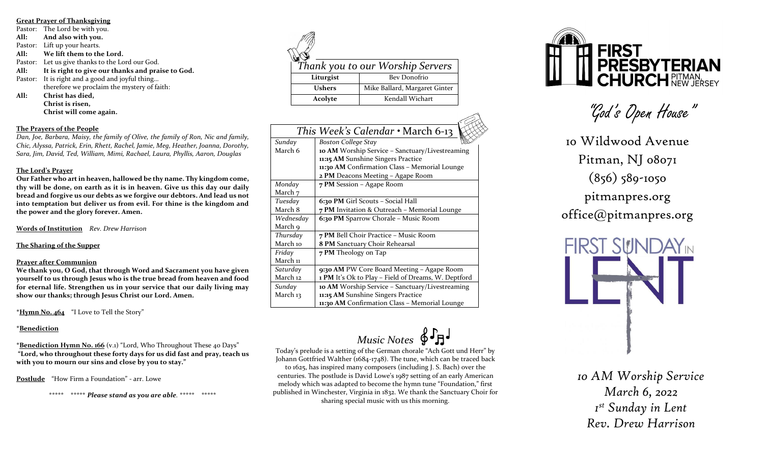**Great Prayer of Thanksgiving**

Pastor: The Lord be with you.
**All: And also with you.**
Pastor: Lift up your hearts.
**All: We lift them to the Lord.**
Pastor: Let us give thanks to the Lord our God.
**All: It is right to give our thanks and praise to God.**
Pastor: It is right and a good and joyful thing…
therefore we proclaim the mystery of faith:
**All: Christ has died,**
**Christ is risen,**
**Christ will come again.**

**The Prayers of the People**

*Dan, Joe, Barbara, Maisy, the family of Olive, the family of Ron, Nic and family, Chic, Alyssa, Patrick, Erin, Rhett, Rachel, Jamie, Meg, Heather, Joanna, Dorothy, Sara, Jim, David, Ted, William, Mimi, Rachael, Laura, Phyllis, Aaron, Douglas*

**The Lord's Prayer**

**Our Father who art in heaven, hallowed be thy name. Thy kingdom come, thy will be done, on earth as it is in heaven. Give us this day our daily bread and forgive us our debts as we forgive our debtors. And lead us not into temptation but deliver us from evil. For thine is the kingdom and the power and the glory forever. Amen.**

**Words of Institution** *Rev. Drew Harrison*

**The Sharing of the Supper**

**Prayer after Communion**

**We thank you, O God, that through Word and Sacrament you have given yourself to us through Jesus who is the true bread from heaven and food for eternal life. Strengthen us in your service that our daily living may show our thanks; through Jesus Christ our Lord. Amen.**

\***Hymn No. 464** "I Love to Tell the Story"

\***Benediction**

\***Benediction Hymn No. 166** (v.1) "Lord, Who Throughout These 40 Days"
**"Lord, who throughout these forty days for us did fast and pray, teach us with you to mourn our sins and close by you to stay."**

**Postlude** "How Firm a Foundation" - arr. Lowe

***** ***** ***Please stand as you are able.*** ***** *****

*Thank you to our Worship Servers*

| | |
|---|---|
| **Liturgist** | Bev Donofrio |
| **Ushers** | Mike Ballard, Margaret Ginter |
| **Acolyte** | Kendall Wichart |

*This Week's Calendar* • March 6-13

| | |
|---|---|
| *Sunday* March 6 | *Boston College Stay*<br>**10 AM** Worship Service – Sanctuary/Livestreaming<br>**11:15 AM** Sunshine Singers Practice<br>**11:30 AM** Confirmation Class – Memorial Lounge<br>**2 PM** Deacons Meeting – Agape Room |
| *Monday* March 7 | **7 PM** Session – Agape Room |
| *Tuesday* March 8 | **6:30 PM** Girl Scouts – Social Hall<br>**7 PM** Invitation & Outreach – Memorial Lounge |
| *Wednesday* March 9 | **6:30 PM** Sparrow Chorale – Music Room |
| *Thursday* March 10 | **7 PM** Bell Choir Practice – Music Room<br>**8 PM** Sanctuary Choir Rehearsal |
| *Friday* March 11 | **7 PM** Theology on Tap |
| *Saturday* March 12 | **9:30 AM** PW Core Board Meeting – Agape Room<br>**1 PM** It's Ok to Play – Field of Dreams, W. Deptford |
| *Sunday* March 13 | **10 AM** Worship Service – Sanctuary/Livestreaming<br>**11:15 AM** Sunshine Singers Practice<br>**11:30 AM** Confirmation Class – Memorial Lounge |

*Music Notes*

Today's prelude is a setting of the German chorale "Ach Gott und Herr" by Johann Gottfried Walther (1684-1748). The tune, which can be traced back to 1625, has inspired many composers (including J. S. Bach) over the centuries. The postlude is David Lowe's 1987 setting of an early American melody which was adapted to become the hymn tune "Foundation," first published in Winchester, Virginia in 1832. We thank the Sanctuary Choir for sharing special music with us this morning.

# FIRST PRESBYTERIAN CHURCH PITMAN, NEW JERSEY

*"God's Open House"*

10 Wildwood Avenue
Pitman, NJ 08071
(856) 589-1050
pitmanpres.org
office@pitmanpres.org

FIRST SUNDAY IN LENT

*10 AM Worship Service*
*March 6, 2022*
*1st Sunday in Lent*
*Rev. Drew Harrison*